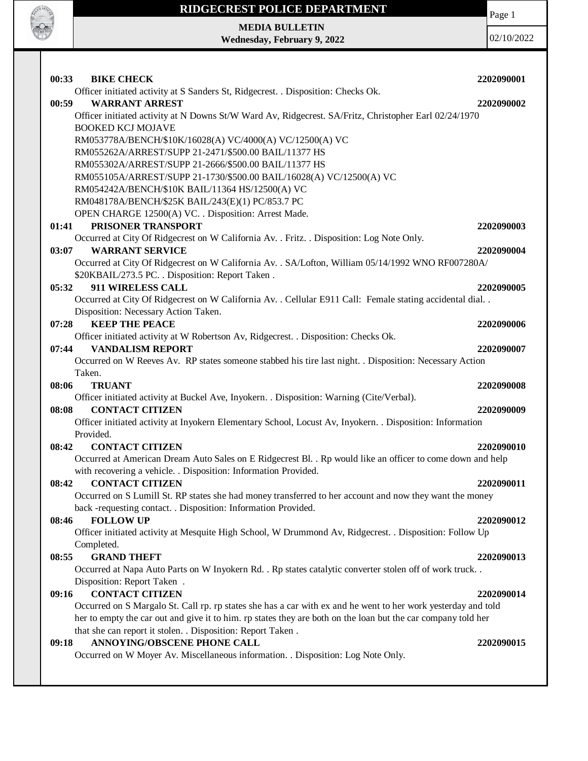# RIDGECREST POLICE DEPARTMENT

**MEDIA BULLETIN**
**Wednesday, February 9, 2022**

02/10/2022

**00:33 BIKE CHECK** **2202090001**
Officer initiated activity at S Sanders St, Ridgecrest. . Disposition: Checks Ok.

**00:59 WARRANT ARREST** **2202090002**
Officer initiated activity at N Downs St/W Ward Av, Ridgecrest. SA/Fritz, Christopher Earl 02/24/1970
BOOKED KCJ MOJAVE
RM053778A/BENCH/$10K/16028(A) VC/4000(A) VC/12500(A) VC
RM055262A/ARREST/SUPP 21-2471/$500.00 BAIL/11377 HS
RM055302A/ARREST/SUPP 21-2666/$500.00 BAIL/11377 HS
RM055105A/ARREST/SUPP 21-1730/$500.00 BAIL/16028(A) VC/12500(A) VC
RM054242A/BENCH/$10K BAIL/11364 HS/12500(A) VC
RM048178A/BENCH/$25K BAIL/243(E)(1) PC/853.7 PC
OPEN CHARGE 12500(A) VC. . Disposition: Arrest Made.

**01:41 PRISONER TRANSPORT** **2202090003**
Occurred at City Of Ridgecrest on W California Av. . Fritz. . Disposition: Log Note Only.

**03:07 WARRANT SERVICE** **2202090004**
Occurred at City Of Ridgecrest on W California Av. . SA/Lofton, William 05/14/1992 WNO RF007280A/ $20KBAIL/273.5 PC. . Disposition: Report Taken .

**05:32 911 WIRELESS CALL** **2202090005**
Occurred at City Of Ridgecrest on W California Av. . Cellular E911 Call: Female stating accidental dial. . Disposition: Necessary Action Taken.

**07:28 KEEP THE PEACE** **2202090006**
Officer initiated activity at W Robertson Av, Ridgecrest. . Disposition: Checks Ok.

**07:44 VANDALISM REPORT** **2202090007**
Occurred on W Reeves Av. RP states someone stabbed his tire last night. . Disposition: Necessary Action Taken.

**08:06 TRUANT** **2202090008**
Officer initiated activity at Buckel Ave, Inyokern. . Disposition: Warning (Cite/Verbal).

**08:08 CONTACT CITIZEN** **2202090009**
Officer initiated activity at Inyokern Elementary School, Locust Av, Inyokern. . Disposition: Information Provided.

**08:42 CONTACT CITIZEN** **2202090010**
Occurred at American Dream Auto Sales on E Ridgecrest Bl. . Rp would like an officer to come down and help with recovering a vehicle. . Disposition: Information Provided.

**08:42 CONTACT CITIZEN** **2202090011**
Occurred on S Lumill St. RP states she had money transferred to her account and now they want the money back -requesting contact. . Disposition: Information Provided.

**08:46 FOLLOW UP** **2202090012**
Officer initiated activity at Mesquite High School, W Drummond Av, Ridgecrest. . Disposition: Follow Up Completed.

**08:55 GRAND THEFT** **2202090013**
Occurred at Napa Auto Parts on W Inyokern Rd. . Rp states catalytic converter stolen off of work truck. . Disposition: Report Taken .

**09:16 CONTACT CITIZEN** **2202090014**
Occurred on S Margalo St. Call rp. rp states she has a car with ex and he went to her work yesterday and told her to empty the car out and give it to him. rp states they are both on the loan but the car company told her that she can report it stolen. . Disposition: Report Taken .

**09:18 ANNOYING/OBSCENE PHONE CALL** **2202090015**
Occurred on W Moyer Av. Miscellaneous information. . Disposition: Log Note Only.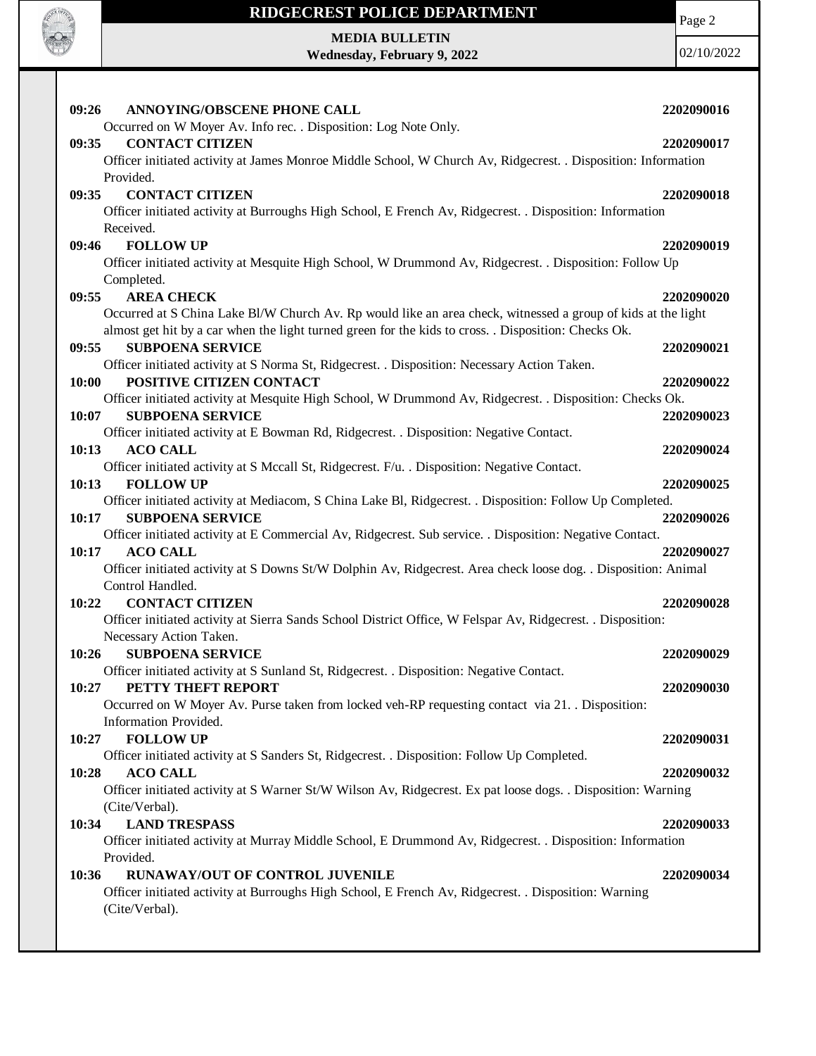**09:26 ANNOYING/OBSCENE PHONE CALL 2202090016**
Occurred on W Moyer Av. Info rec. . Disposition: Log Note Only.

**09:35 CONTACT CITIZEN 2202090017**
Officer initiated activity at James Monroe Middle School, W Church Av, Ridgecrest. . Disposition: Information Provided.

**09:35 CONTACT CITIZEN 2202090018**
Officer initiated activity at Burroughs High School, E French Av, Ridgecrest. . Disposition: Information Received.

**09:46 FOLLOW UP 2202090019**
Officer initiated activity at Mesquite High School, W Drummond Av, Ridgecrest. . Disposition: Follow Up Completed.

**09:55 AREA CHECK 2202090020**
Occurred at S China Lake Bl/W Church Av. Rp would like an area check, witnessed a group of kids at the light almost get hit by a car when the light turned green for the kids to cross. . Disposition: Checks Ok.

**09:55 SUBPOENA SERVICE 2202090021**
Officer initiated activity at S Norma St, Ridgecrest. . Disposition: Necessary Action Taken.

**10:00 POSITIVE CITIZEN CONTACT 2202090022**
Officer initiated activity at Mesquite High School, W Drummond Av, Ridgecrest. . Disposition: Checks Ok.

**10:07 SUBPOENA SERVICE 2202090023**
Officer initiated activity at E Bowman Rd, Ridgecrest. . Disposition: Negative Contact.

**10:13 ACO CALL 2202090024**
Officer initiated activity at S Mccall St, Ridgecrest. F/u. . Disposition: Negative Contact.

**10:13 FOLLOW UP 2202090025**
Officer initiated activity at Mediacom, S China Lake Bl, Ridgecrest. . Disposition: Follow Up Completed.

**10:17 SUBPOENA SERVICE 2202090026**
Officer initiated activity at E Commercial Av, Ridgecrest. Sub service. . Disposition: Negative Contact.

**10:17 ACO CALL 2202090027**
Officer initiated activity at S Downs St/W Dolphin Av, Ridgecrest. Area check loose dog. . Disposition: Animal Control Handled.

**10:22 CONTACT CITIZEN 2202090028**
Officer initiated activity at Sierra Sands School District Office, W Felspar Av, Ridgecrest. . Disposition: Necessary Action Taken.

**10:26 SUBPOENA SERVICE 2202090029**
Officer initiated activity at S Sunland St, Ridgecrest. . Disposition: Negative Contact.

**10:27 PETTY THEFT REPORT 2202090030**
Occurred on W Moyer Av. Purse taken from locked veh-RP requesting contact via 21. . Disposition: Information Provided.

**10:27 FOLLOW UP 2202090031**
Officer initiated activity at S Sanders St, Ridgecrest. . Disposition: Follow Up Completed.

**10:28 ACO CALL 2202090032**
Officer initiated activity at S Warner St/W Wilson Av, Ridgecrest. Ex pat loose dogs. . Disposition: Warning (Cite/Verbal).

**10:34 LAND TRESPASS 2202090033**
Officer initiated activity at Murray Middle School, E Drummond Av, Ridgecrest. . Disposition: Information Provided.

**10:36 RUNAWAY/OUT OF CONTROL JUVENILE 2202090034**
Officer initiated activity at Burroughs High School, E French Av, Ridgecrest. . Disposition: Warning (Cite/Verbal).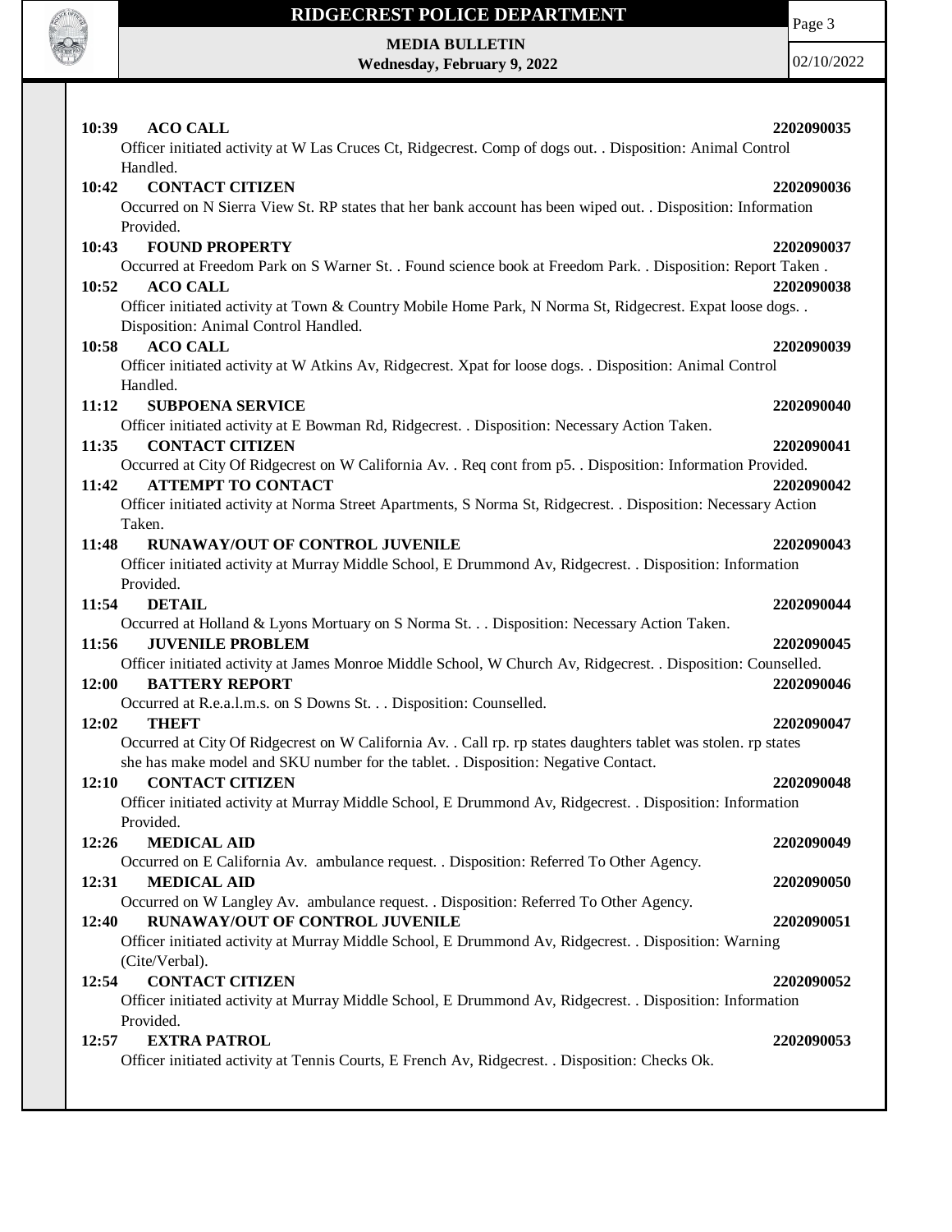**10:39 ACO CALL** **2202090035**
Officer initiated activity at W Las Cruces Ct, Ridgecrest. Comp of dogs out. . Disposition: Animal Control Handled.

**10:42 CONTACT CITIZEN** **2202090036**
Occurred on N Sierra View St. RP states that her bank account has been wiped out. . Disposition: Information Provided.

**10:43 FOUND PROPERTY** **2202090037**
Occurred at Freedom Park on S Warner St. . Found science book at Freedom Park. . Disposition: Report Taken .

**10:52 ACO CALL** **2202090038**
Officer initiated activity at Town & Country Mobile Home Park, N Norma St, Ridgecrest. Expat loose dogs. . Disposition: Animal Control Handled.

**10:58 ACO CALL** **2202090039**
Officer initiated activity at W Atkins Av, Ridgecrest. Xpat for loose dogs. . Disposition: Animal Control Handled.

**11:12 SUBPOENA SERVICE** **2202090040**
Officer initiated activity at E Bowman Rd, Ridgecrest. . Disposition: Necessary Action Taken.

**11:35 CONTACT CITIZEN** **2202090041**
Occurred at City Of Ridgecrest on W California Av. . Req cont from p5. . Disposition: Information Provided.

**11:42 ATTEMPT TO CONTACT** **2202090042**
Officer initiated activity at Norma Street Apartments, S Norma St, Ridgecrest. . Disposition: Necessary Action Taken.

**11:48 RUNAWAY/OUT OF CONTROL JUVENILE** **2202090043**
Officer initiated activity at Murray Middle School, E Drummond Av, Ridgecrest. . Disposition: Information Provided.

**11:54 DETAIL** **2202090044**
Occurred at Holland & Lyons Mortuary on S Norma St. . . Disposition: Necessary Action Taken.

**11:56 JUVENILE PROBLEM** **2202090045**
Officer initiated activity at James Monroe Middle School, W Church Av, Ridgecrest. . Disposition: Counselled.

**12:00 BATTERY REPORT** **2202090046**
Occurred at R.e.a.l.m.s. on S Downs St. . . Disposition: Counselled.

**12:02 THEFT** **2202090047**
Occurred at City Of Ridgecrest on W California Av. . Call rp. rp states daughters tablet was stolen. rp states she has make model and SKU number for the tablet. . Disposition: Negative Contact.

**12:10 CONTACT CITIZEN** **2202090048**
Officer initiated activity at Murray Middle School, E Drummond Av, Ridgecrest. . Disposition: Information Provided.

**12:26 MEDICAL AID** **2202090049**
Occurred on E California Av. ambulance request. . Disposition: Referred To Other Agency.

**12:31 MEDICAL AID** **2202090050**
Occurred on W Langley Av. ambulance request. . Disposition: Referred To Other Agency.

**12:40 RUNAWAY/OUT OF CONTROL JUVENILE** **2202090051**
Officer initiated activity at Murray Middle School, E Drummond Av, Ridgecrest. . Disposition: Warning (Cite/Verbal).

**12:54 CONTACT CITIZEN** **2202090052**
Officer initiated activity at Murray Middle School, E Drummond Av, Ridgecrest. . Disposition: Information Provided.

**12:57 EXTRA PATROL** **2202090053**
Officer initiated activity at Tennis Courts, E French Av, Ridgecrest. . Disposition: Checks Ok.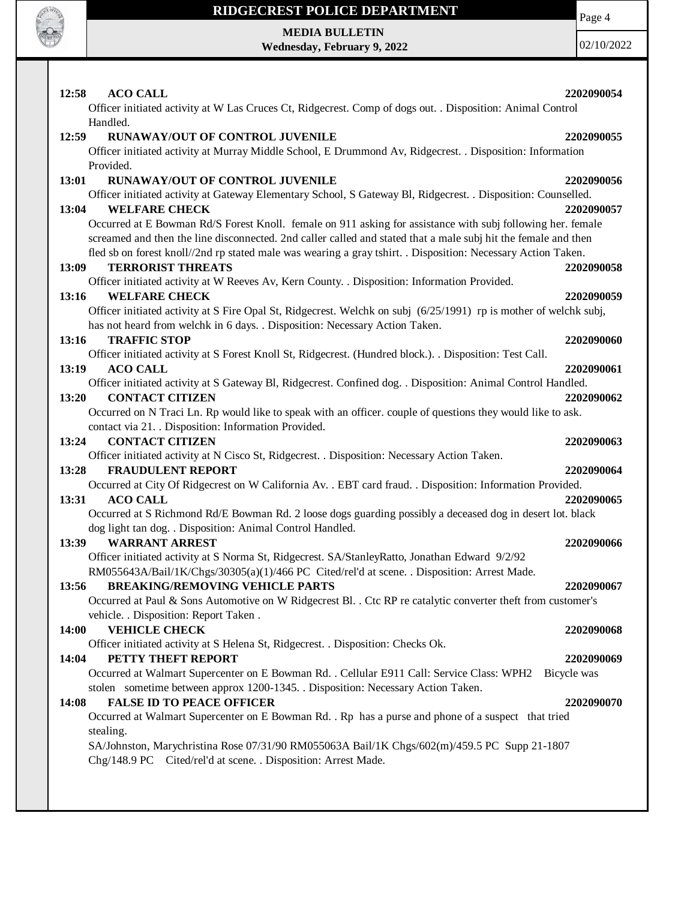**12:58 ACO CALL 2202090054**

Officer initiated activity at W Las Cruces Ct, Ridgecrest. Comp of dogs out. . Disposition: Animal Control Handled.

**12:59 RUNAWAY/OUT OF CONTROL JUVENILE 2202090055**

Officer initiated activity at Murray Middle School, E Drummond Av, Ridgecrest. . Disposition: Information Provided.

**13:01 RUNAWAY/OUT OF CONTROL JUVENILE 2202090056**

Officer initiated activity at Gateway Elementary School, S Gateway Bl, Ridgecrest. . Disposition: Counselled.

**13:04 WELFARE CHECK 2202090057**

Occurred at E Bowman Rd/S Forest Knoll. female on 911 asking for assistance with subj following her. female screamed and then the line disconnected. 2nd caller called and stated that a male subj hit the female and then fled sb on forest knoll//2nd rp stated male was wearing a gray tshirt. . Disposition: Necessary Action Taken.

**13:09 TERRORIST THREATS 2202090058**

Officer initiated activity at W Reeves Av, Kern County. . Disposition: Information Provided.

**13:16 WELFARE CHECK 2202090059**

Officer initiated activity at S Fire Opal St, Ridgecrest. Welchk on subj (6/25/1991) rp is mother of welchk subj, has not heard from welchk in 6 days. . Disposition: Necessary Action Taken.

**13:16 TRAFFIC STOP 2202090060**

Officer initiated activity at S Forest Knoll St, Ridgecrest. (Hundred block.). . Disposition: Test Call.

**13:19 ACO CALL 2202090061**

Officer initiated activity at S Gateway Bl, Ridgecrest. Confined dog. . Disposition: Animal Control Handled.

**13:20 CONTACT CITIZEN 2202090062**

Occurred on N Traci Ln. Rp would like to speak with an officer. couple of questions they would like to ask. contact via 21. . Disposition: Information Provided.

**13:24 CONTACT CITIZEN 2202090063**

Officer initiated activity at N Cisco St, Ridgecrest. . Disposition: Necessary Action Taken.

**13:28 FRAUDULENT REPORT 2202090064**

Occurred at City Of Ridgecrest on W California Av. . EBT card fraud. . Disposition: Information Provided.

**13:31 ACO CALL 2202090065**

Occurred at S Richmond Rd/E Bowman Rd. 2 loose dogs guarding possibly a deceased dog in desert lot. black dog light tan dog. . Disposition: Animal Control Handled.

**13:39 WARRANT ARREST 2202090066**

Officer initiated activity at S Norma St, Ridgecrest. SA/StanleyRatto, Jonathan Edward 9/2/92 RM055643A/Bail/1K/Chgs/30305(a)(1)/466 PC Cited/rel'd at scene. . Disposition: Arrest Made.

**13:56 BREAKING/REMOVING VEHICLE PARTS 2202090067**

Occurred at Paul & Sons Automotive on W Ridgecrest Bl. . Ctc RP re catalytic converter theft from customer's vehicle. . Disposition: Report Taken .

**14:00 VEHICLE CHECK 2202090068**

Officer initiated activity at S Helena St, Ridgecrest. . Disposition: Checks Ok.

**14:04 PETTY THEFT REPORT 2202090069**

Occurred at Walmart Supercenter on E Bowman Rd. . Cellular E911 Call: Service Class: WPH2 Bicycle was stolen sometime between approx 1200-1345. . Disposition: Necessary Action Taken.

**14:08 FALSE ID TO PEACE OFFICER 2202090070**

Occurred at Walmart Supercenter on E Bowman Rd. . Rp has a purse and phone of a suspect that tried stealing.

SA/Johnston, Marychristina Rose 07/31/90 RM055063A Bail/1K Chgs/602(m)/459.5 PC Supp 21-1807 Chg/148.9 PC Cited/rel'd at scene. . Disposition: Arrest Made.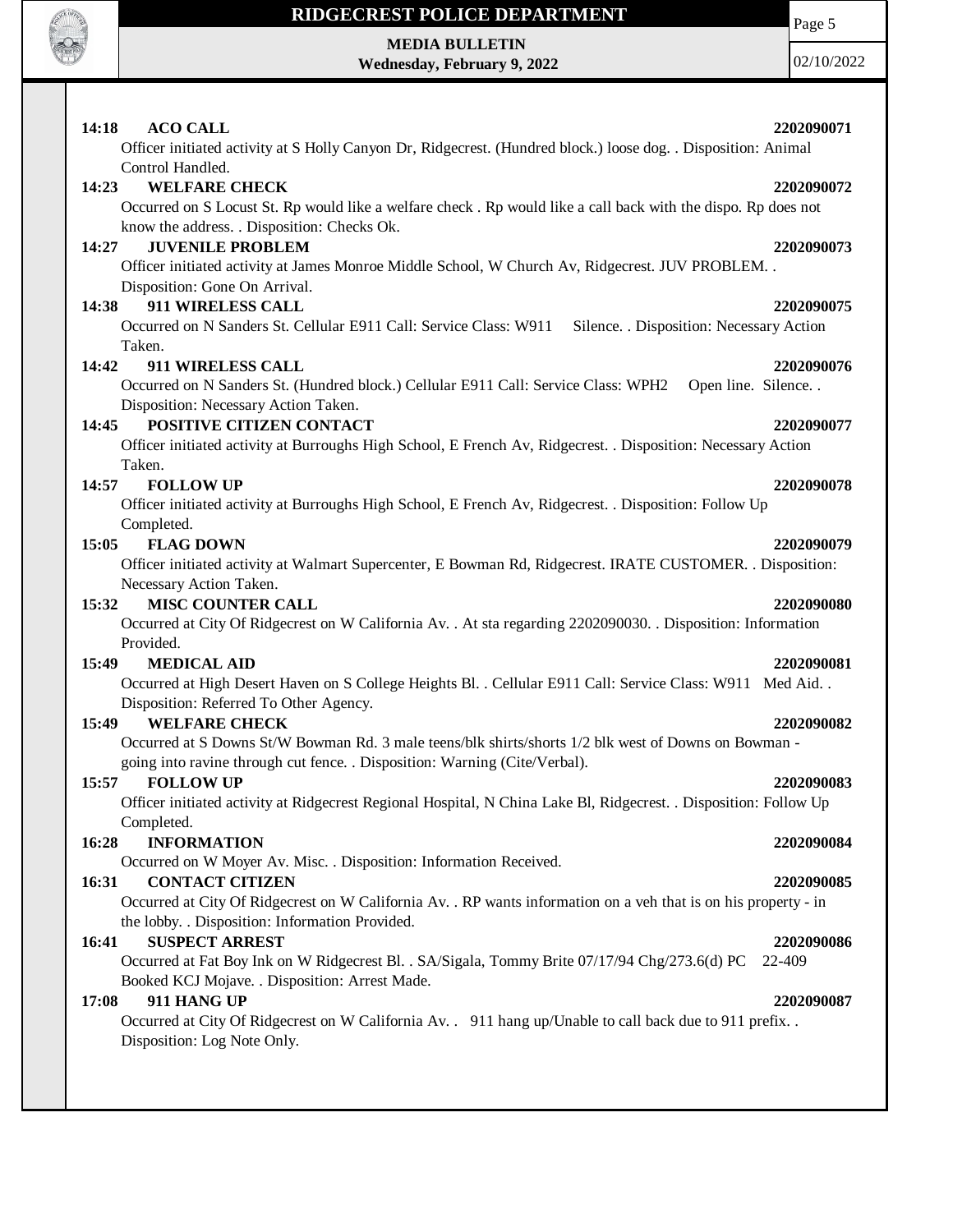**14:18 ACO CALL** **2202090071**

Officer initiated activity at S Holly Canyon Dr, Ridgecrest. (Hundred block.) loose dog. . Disposition: Animal Control Handled.

**14:23 WELFARE CHECK** **2202090072**

Occurred on S Locust St. Rp would like a welfare check . Rp would like a call back with the dispo. Rp does not know the address. . Disposition: Checks Ok.

**14:27 JUVENILE PROBLEM** **2202090073**

Officer initiated activity at James Monroe Middle School, W Church Av, Ridgecrest. JUV PROBLEM. . Disposition: Gone On Arrival.

**14:38 911 WIRELESS CALL** **2202090075**

Occurred on N Sanders St. Cellular E911 Call: Service Class: W911 Silence. . Disposition: Necessary Action Taken.

**14:42 911 WIRELESS CALL** **2202090076**

Occurred on N Sanders St. (Hundred block.) Cellular E911 Call: Service Class: WPH2 Open line. Silence. . Disposition: Necessary Action Taken.

**14:45 POSITIVE CITIZEN CONTACT** **2202090077**

Officer initiated activity at Burroughs High School, E French Av, Ridgecrest. . Disposition: Necessary Action Taken.

**14:57 FOLLOW UP** **2202090078**

Officer initiated activity at Burroughs High School, E French Av, Ridgecrest. . Disposition: Follow Up Completed.

**15:05 FLAG DOWN** **2202090079**

Officer initiated activity at Walmart Supercenter, E Bowman Rd, Ridgecrest. IRATE CUSTOMER. . Disposition: Necessary Action Taken.

**15:32 MISC COUNTER CALL** **2202090080**

Occurred at City Of Ridgecrest on W California Av. . At sta regarding 2202090030. . Disposition: Information Provided.

**15:49 MEDICAL AID** **2202090081**

Occurred at High Desert Haven on S College Heights Bl. . Cellular E911 Call: Service Class: W911 Med Aid. . Disposition: Referred To Other Agency.

**15:49 WELFARE CHECK** **2202090082**

Occurred at S Downs St/W Bowman Rd. 3 male teens/blk shirts/shorts 1/2 blk west of Downs on Bowman - going into ravine through cut fence. . Disposition: Warning (Cite/Verbal).

**15:57 FOLLOW UP** **2202090083**

Officer initiated activity at Ridgecrest Regional Hospital, N China Lake Bl, Ridgecrest. . Disposition: Follow Up Completed.

**16:28 INFORMATION** **2202090084**

Occurred on W Moyer Av. Misc. . Disposition: Information Received.

**16:31 CONTACT CITIZEN** **2202090085**

Occurred at City Of Ridgecrest on W California Av. . RP wants information on a veh that is on his property - in the lobby. . Disposition: Information Provided.

**16:41 SUSPECT ARREST** **2202090086**

Occurred at Fat Boy Ink on W Ridgecrest Bl. . SA/Sigala, Tommy Brite 07/17/94 Chg/273.6(d) PC 22-409 Booked KCJ Mojave. . Disposition: Arrest Made.

**17:08 911 HANG UP** **2202090087**

Occurred at City Of Ridgecrest on W California Av. . 911 hang up/Unable to call back due to 911 prefix. . Disposition: Log Note Only.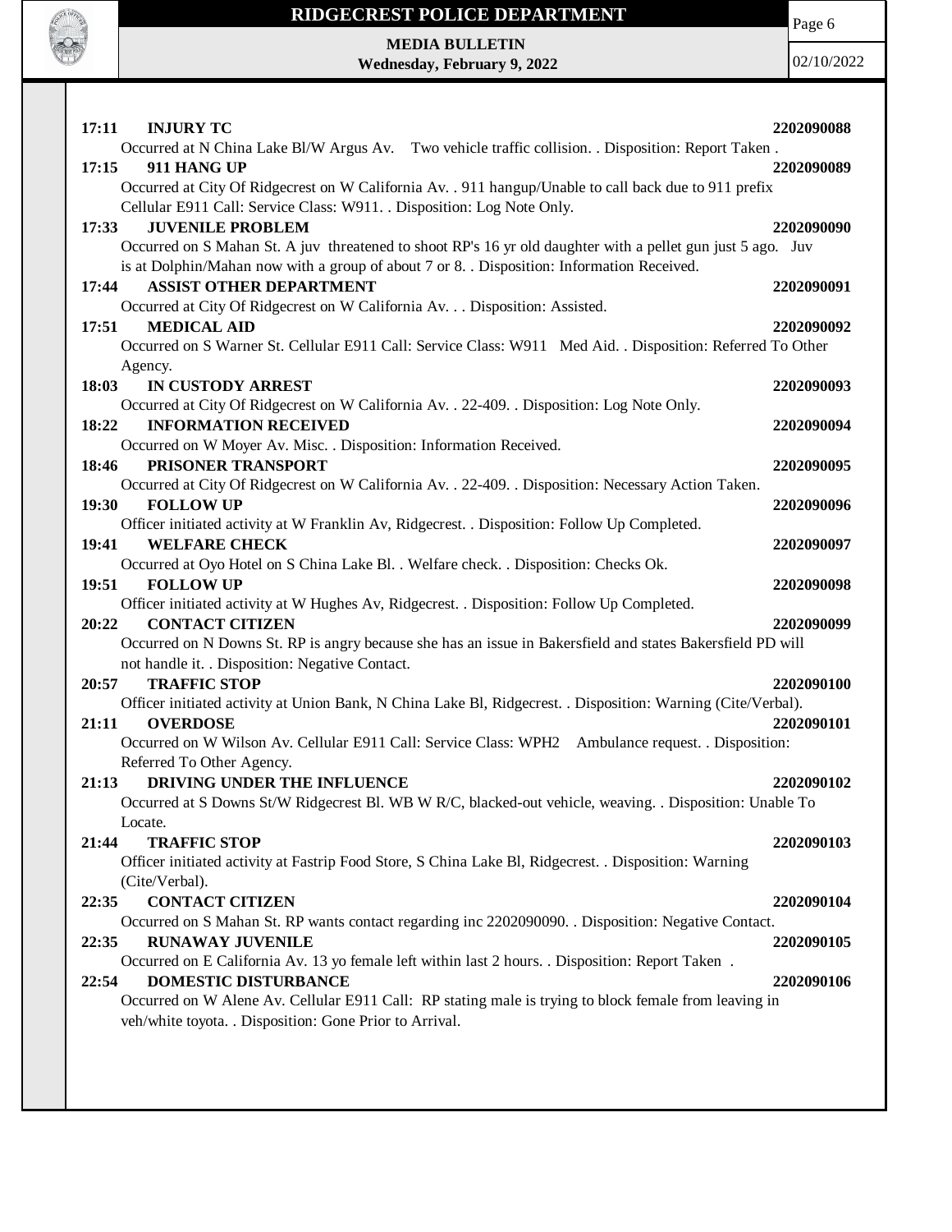**17:11 INJURY TC** **2202090088**

Occurred at N China Lake Bl/W Argus Av. Two vehicle traffic collision. . Disposition: Report Taken .

**17:15 911 HANG UP** **2202090089**

Occurred at City Of Ridgecrest on W California Av. . 911 hangup/Unable to call back due to 911 prefix Cellular E911 Call: Service Class: W911. . Disposition: Log Note Only.

**17:33 JUVENILE PROBLEM** **2202090090**

Occurred on S Mahan St. A juv threatened to shoot RP's 16 yr old daughter with a pellet gun just 5 ago. Juv is at Dolphin/Mahan now with a group of about 7 or 8. . Disposition: Information Received.

**17:44 ASSIST OTHER DEPARTMENT** **2202090091**

Occurred at City Of Ridgecrest on W California Av. . . Disposition: Assisted.

**17:51 MEDICAL AID** **2202090092**

Occurred on S Warner St. Cellular E911 Call: Service Class: W911 Med Aid. . Disposition: Referred To Other Agency.

**18:03 IN CUSTODY ARREST** **2202090093**

Occurred at City Of Ridgecrest on W California Av. . 22-409. . Disposition: Log Note Only.

**18:22 INFORMATION RECEIVED** **2202090094**

Occurred on W Moyer Av. Misc. . Disposition: Information Received.

**18:46 PRISONER TRANSPORT** **2202090095**

Occurred at City Of Ridgecrest on W California Av. . 22-409. . Disposition: Necessary Action Taken.

**19:30 FOLLOW UP** **2202090096**

Officer initiated activity at W Franklin Av, Ridgecrest. . Disposition: Follow Up Completed.

**19:41 WELFARE CHECK** **2202090097**

Occurred at Oyo Hotel on S China Lake Bl. . Welfare check. . Disposition: Checks Ok.

**19:51 FOLLOW UP** **2202090098**

Officer initiated activity at W Hughes Av, Ridgecrest. . Disposition: Follow Up Completed.

**20:22 CONTACT CITIZEN** **2202090099**

Occurred on N Downs St. RP is angry because she has an issue in Bakersfield and states Bakersfield PD will not handle it. . Disposition: Negative Contact.

**20:57 TRAFFIC STOP** **2202090100**

Officer initiated activity at Union Bank, N China Lake Bl, Ridgecrest. . Disposition: Warning (Cite/Verbal).

**21:11 OVERDOSE** **2202090101**

Occurred on W Wilson Av. Cellular E911 Call: Service Class: WPH2 Ambulance request. . Disposition: Referred To Other Agency.

**21:13 DRIVING UNDER THE INFLUENCE** **2202090102**

Occurred at S Downs St/W Ridgecrest Bl. WB W R/C, blacked-out vehicle, weaving. . Disposition: Unable To Locate.

**21:44 TRAFFIC STOP** **2202090103**

Officer initiated activity at Fastrip Food Store, S China Lake Bl, Ridgecrest. . Disposition: Warning (Cite/Verbal).

**22:35 CONTACT CITIZEN** **2202090104**

Occurred on S Mahan St. RP wants contact regarding inc 2202090090. . Disposition: Negative Contact.

**22:35 RUNAWAY JUVENILE** **2202090105**

Occurred on E California Av. 13 yo female left within last 2 hours. . Disposition: Report Taken .

**22:54 DOMESTIC DISTURBANCE** **2202090106**

Occurred on W Alene Av. Cellular E911 Call: RP stating male is trying to block female from leaving in veh/white toyota. . Disposition: Gone Prior to Arrival.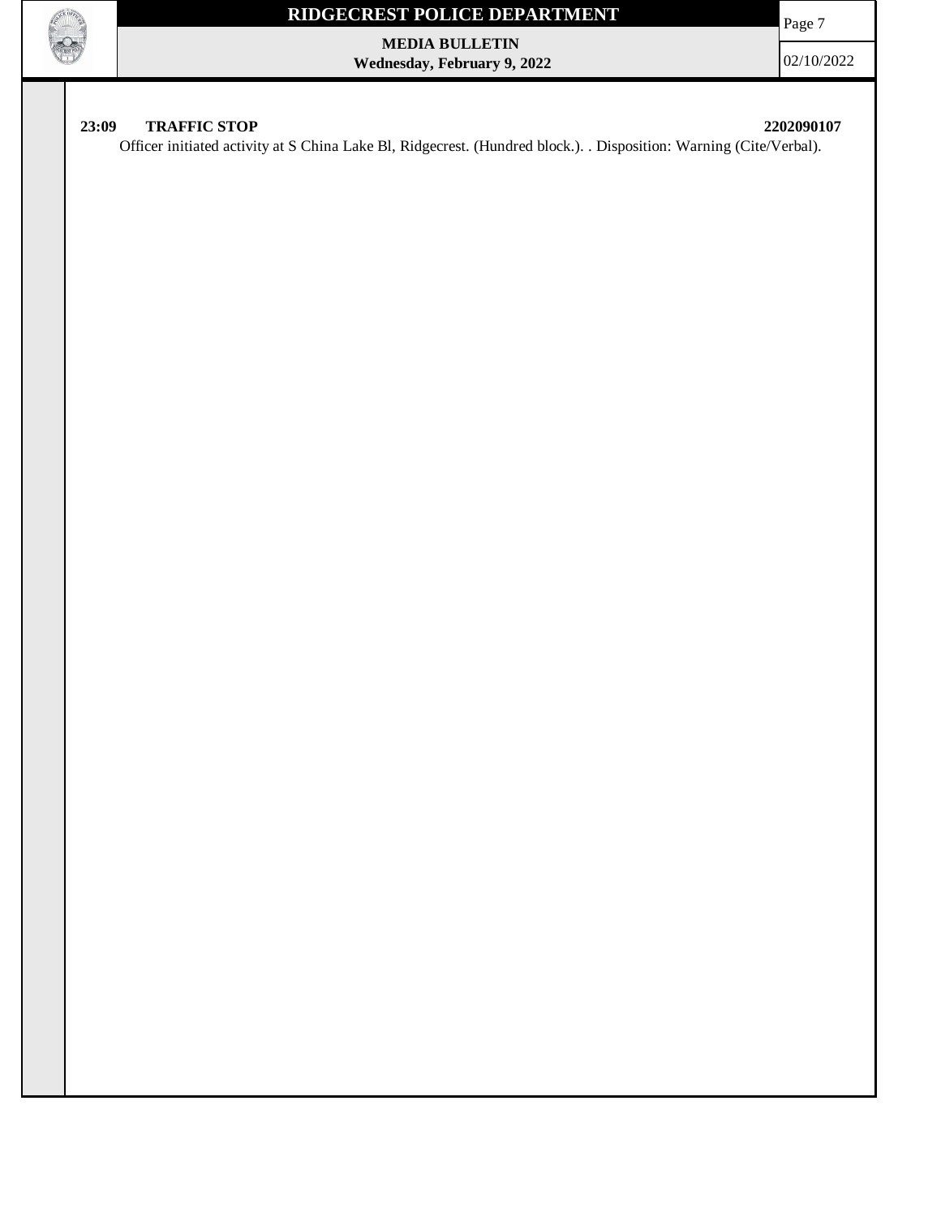**23:09 TRAFFIC STOP** **2202090107**

Officer initiated activity at S China Lake Bl, Ridgecrest. (Hundred block.). . Disposition: Warning (Cite/Verbal).